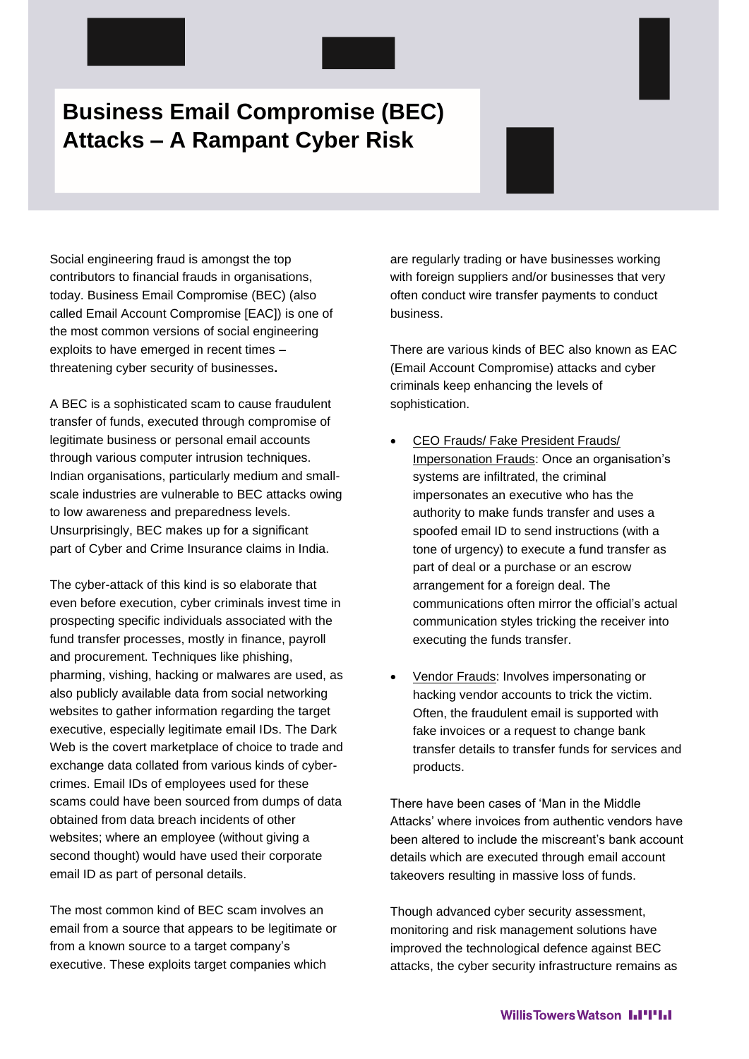# Business Email Compromise (BEC) Attacks – A Rampant Cyber Risk

Social engineering fraud is amongst the top contributors to financial frauds in organisations, today. Business Email Compromise (BEC) (also called Email Account Compromise [EAC]) is one of the most common versions of social engineering exploits to have emerged in recent times – threatening cyber security of businesses**.**

A BEC is a sophisticated scam to cause fraudulent transfer of funds, executed through compromise of legitimate business or personal email accounts through various computer intrusion techniques. Indian organisations, particularly medium and small-scale industries are vulnerable to BEC attacks owing to low awareness and preparedness levels. Unsurprisingly, BEC makes up for a significant part of Cyber and Crime Insurance claims in India.

The cyber-attack of this kind is so elaborate that even before execution, cyber criminals invest time in prospecting specific individuals associated with the fund transfer processes, mostly in finance, payroll and procurement. Techniques like phishing, pharming, vishing, hacking or malwares are used, as also publicly available data from social networking websites to gather information regarding the target executive, especially legitimate email IDs. The Dark Web is the covert marketplace of choice to trade and exchange data collated from various kinds of cyber-crimes. Email IDs of employees used for these scams could have been sourced from dumps of data obtained from data breach incidents of other websites; where an employee (without giving a second thought) would have used their corporate email ID as part of personal details.

The most common kind of BEC scam involves an email from a source that appears to be legitimate or from a known source to a target company's executive. These exploits target companies which are regularly trading or have businesses working with foreign suppliers and/or businesses that very often conduct wire transfer payments to conduct business.

There are various kinds of BEC also known as EAC (Email Account Compromise) attacks and cyber criminals keep enhancing the levels of sophistication.

- CEO Frauds/ Fake President Frauds/ Impersonation Frauds: Once an organisation's systems are infiltrated, the criminal impersonates an executive who has the authority to make funds transfer and uses a spoofed email ID to send instructions (with a tone of urgency) to execute a fund transfer as part of deal or a purchase or an escrow arrangement for a foreign deal. The communications often mirror the official's actual communication styles tricking the receiver into executing the funds transfer.

- Vendor Frauds: Involves impersonating or hacking vendor accounts to trick the victim. Often, the fraudulent email is supported with fake invoices or a request to change bank transfer details to transfer funds for services and products.

There have been cases of 'Man in the Middle Attacks' where invoices from authentic vendors have been altered to include the miscreant's bank account details which are executed through email account takeovers resulting in massive loss of funds.

Though advanced cyber security assessment, monitoring and risk management solutions have improved the technological defence against BEC attacks, the cyber security infrastructure remains as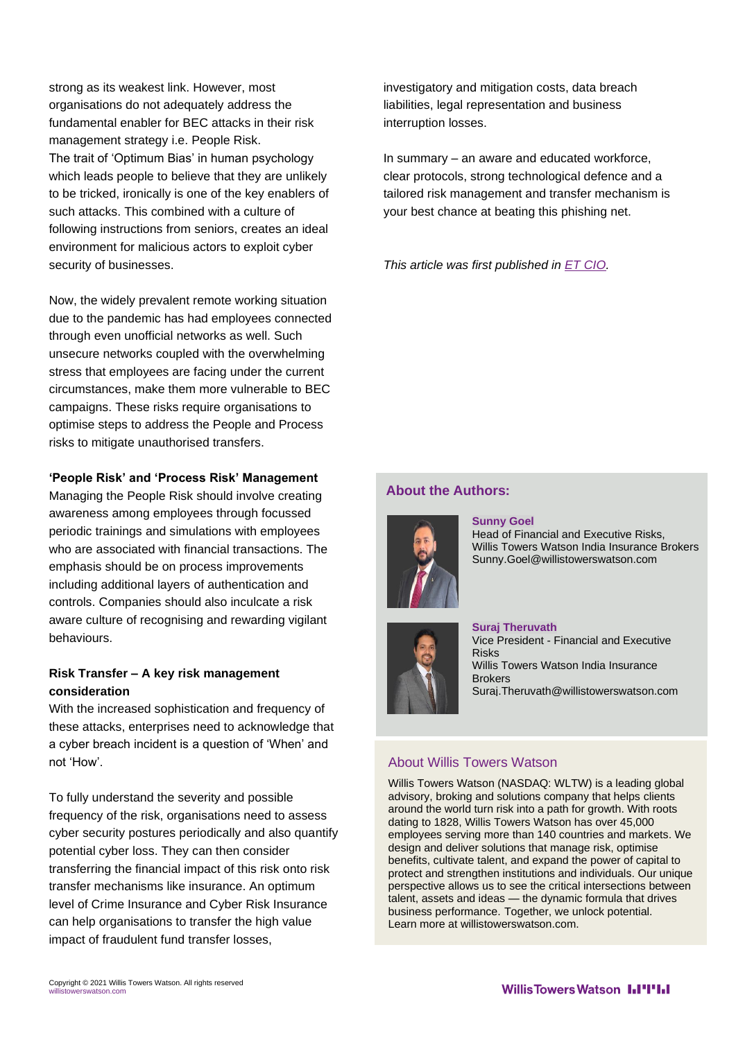strong as its weakest link. However, most organisations do not adequately address the fundamental enabler for BEC attacks in their risk management strategy i.e. People Risk.
The trait of 'Optimum Bias' in human psychology which leads people to believe that they are unlikely to be tricked, ironically is one of the key enablers of such attacks. This combined with a culture of following instructions from seniors, creates an ideal environment for malicious actors to exploit cyber security of businesses.

Now, the widely prevalent remote working situation due to the pandemic has had employees connected through even unofficial networks as well. Such unsecure networks coupled with the overwhelming stress that employees are facing under the current circumstances, make them more vulnerable to BEC campaigns. These risks require organisations to optimise steps to address the People and Process risks to mitigate unauthorised transfers.

**'People Risk' and 'Process Risk' Management**

Managing the People Risk should involve creating awareness among employees through focussed periodic trainings and simulations with employees who are associated with financial transactions. The emphasis should be on process improvements including additional layers of authentication and controls. Companies should also inculcate a risk aware culture of recognising and rewarding vigilant behaviours.

**Risk Transfer – A key risk management consideration**

With the increased sophistication and frequency of these attacks, enterprises need to acknowledge that a cyber breach incident is a question of 'When' and not 'How'.

To fully understand the severity and possible frequency of the risk, organisations need to assess cyber security postures periodically and also quantify potential cyber loss. They can then consider transferring the financial impact of this risk onto risk transfer mechanisms like insurance. An optimum level of Crime Insurance and Cyber Risk Insurance can help organisations to transfer the high value impact of fraudulent fund transfer losses, investigatory and mitigation costs, data breach liabilities, legal representation and business interruption losses.

In summary – an aware and educated workforce, clear protocols, strong technological defence and a tailored risk management and transfer mechanism is your best chance at beating this phishing net.

*This article was first published in [ET CIO](ET CIO).*

## About the Authors:

**Sunny Goel**
Head of Financial and Executive Risks,
Willis Towers Watson India Insurance Brokers
Sunny.Goel@willistowerswatson.com

**Suraj Theruvath**
Vice President - Financial and Executive Risks
Willis Towers Watson India Insurance Brokers
Suraj.Theruvath@willistowerswatson.com

## About Willis Towers Watson

Willis Towers Watson (NASDAQ: WLTW) is a leading global advisory, broking and solutions company that helps clients around the world turn risk into a path for growth. With roots dating to 1828, Willis Towers Watson has over 45,000 employees serving more than 140 countries and markets. We design and deliver solutions that manage risk, optimise benefits, cultivate talent, and expand the power of capital to protect and strengthen institutions and individuals. Our unique perspective allows us to see the critical intersections between talent, assets and ideas — the dynamic formula that drives business performance. Together, we unlock potential.
Learn more at willistowerswatson.com.

Copyright © 2021 Willis Towers Watson. All rights reserved
willistowerswatson.com